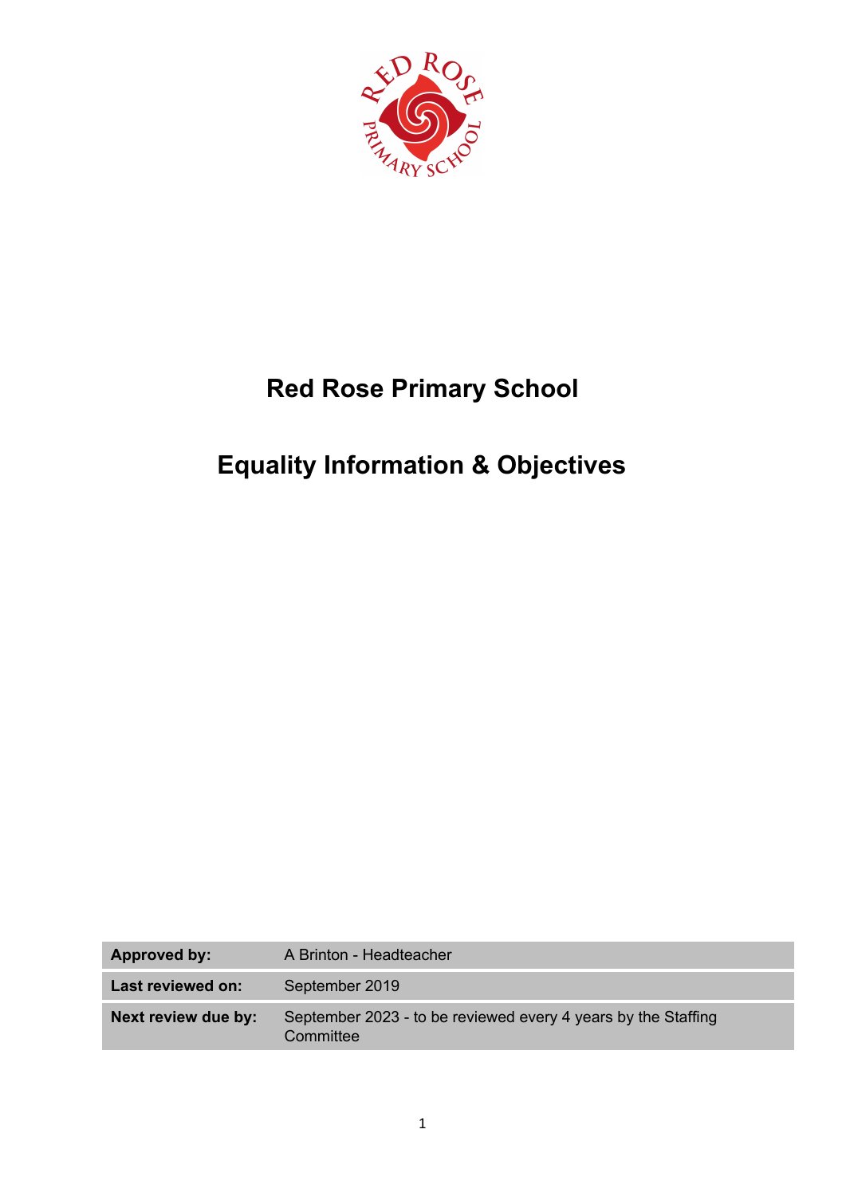# Red Rose Primary School

# Equality Information & Objectives

| | |
|---|---|
| **Approved by:** | A Brinton - Headteacher |
| **Last reviewed on:** | September 2019 |
| **Next review due by:** | September 2023 - to be reviewed every 4 years by the Staffing Committee |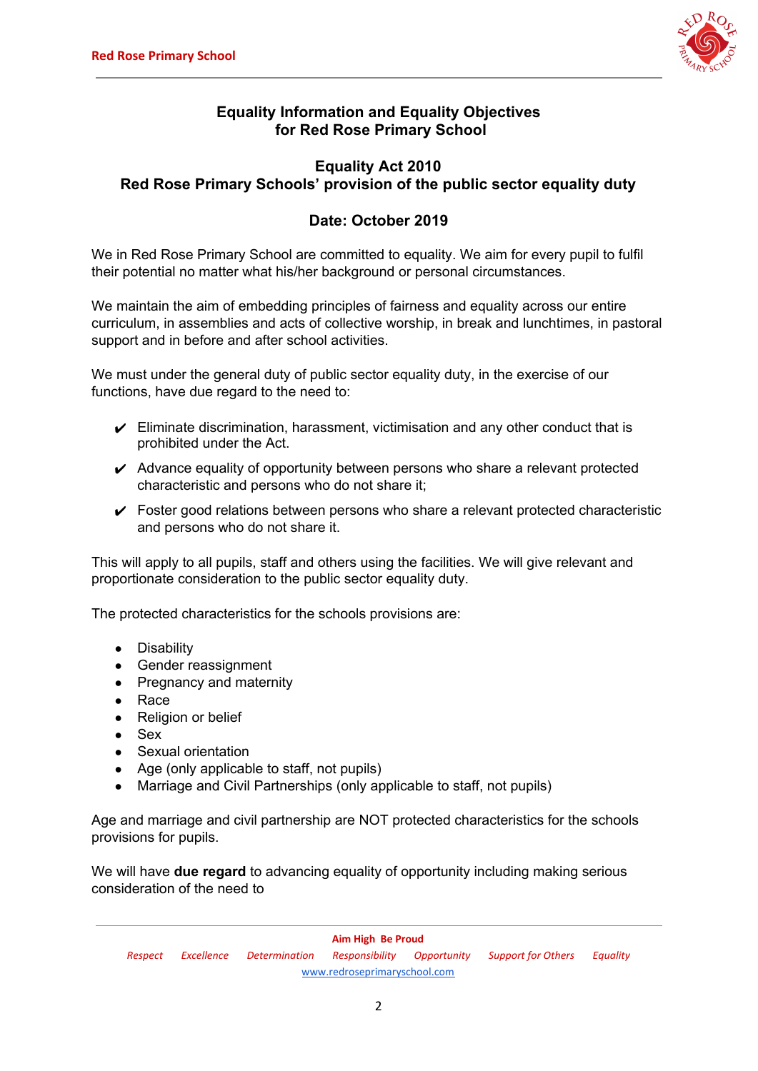## Equality Information and Equality Objectives for Red Rose Primary School

## Equality Act 2010
## Red Rose Primary Schools' provision of the public sector equality duty

### Date: October 2019

We in Red Rose Primary School are committed to equality. We aim for every pupil to fulfil their potential no matter what his/her background or personal circumstances.

We maintain the aim of embedding principles of fairness and equality across our entire curriculum, in assemblies and acts of collective worship, in break and lunchtimes, in pastoral support and in before and after school activities.

We must under the general duty of public sector equality duty, in the exercise of our functions, have due regard to the need to:

- ✔ Eliminate discrimination, harassment, victimisation and any other conduct that is prohibited under the Act.
- ✔ Advance equality of opportunity between persons who share a relevant protected characteristic and persons who do not share it;
- ✔ Foster good relations between persons who share a relevant protected characteristic and persons who do not share it.

This will apply to all pupils, staff and others using the facilities. We will give relevant and proportionate consideration to the public sector equality duty.

The protected characteristics for the schools provisions are:

- Disability
- Gender reassignment
- Pregnancy and maternity
- Race
- Religion or belief
- Sex
- Sexual orientation
- Age (only applicable to staff, not pupils)
- Marriage and Civil Partnerships (only applicable to staff, not pupils)

Age and marriage and civil partnership are NOT protected characteristics for the schools provisions for pupils.

We will have **due regard** to advancing equality of opportunity including making serious consideration of the need to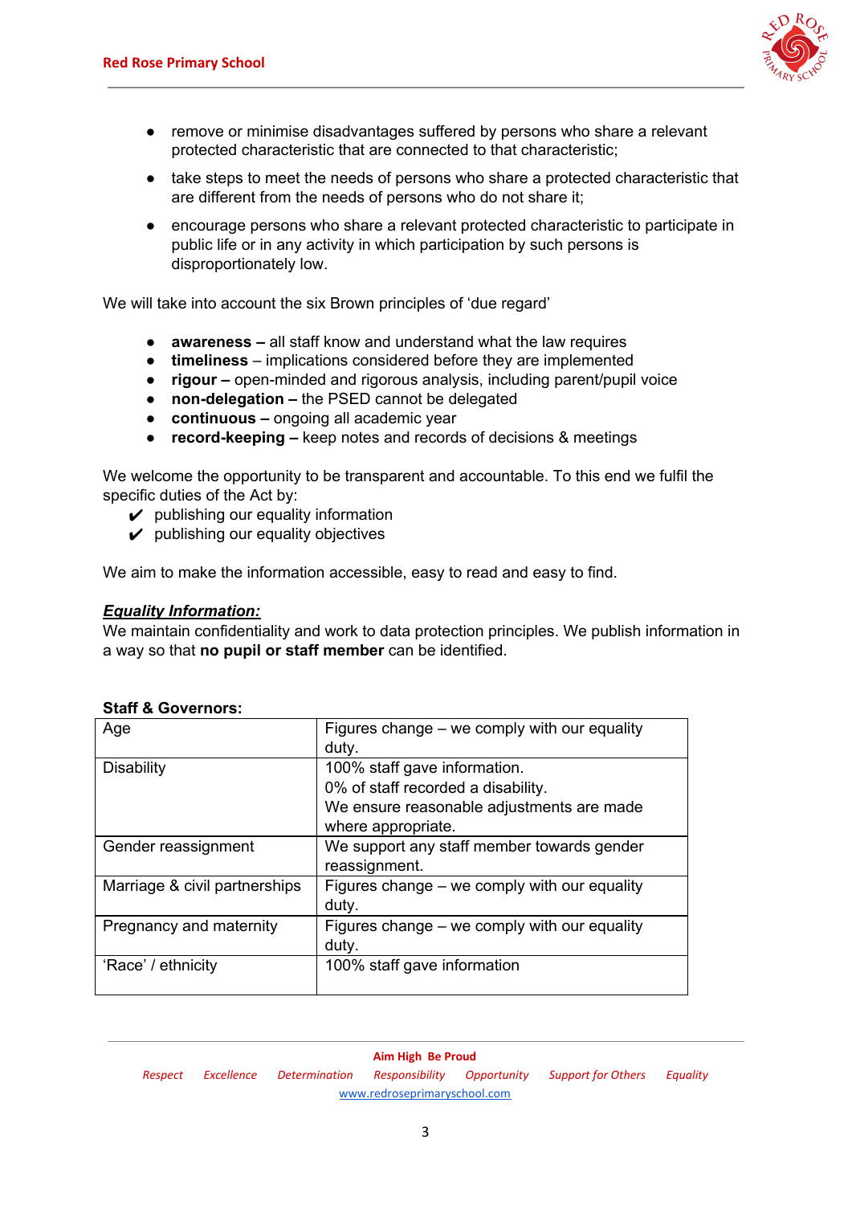- remove or minimise disadvantages suffered by persons who share a relevant protected characteristic that are connected to that characteristic;
- take steps to meet the needs of persons who share a protected characteristic that are different from the needs of persons who do not share it;
- encourage persons who share a relevant protected characteristic to participate in public life or in any activity in which participation by such persons is disproportionately low.

We will take into account the six Brown principles of 'due regard'

- **awareness –** all staff know and understand what the law requires
- **timeliness** – implications considered before they are implemented
- **rigour –** open-minded and rigorous analysis, including parent/pupil voice
- **non-delegation –** the PSED cannot be delegated
- **continuous –** ongoing all academic year
- **record-keeping –** keep notes and records of decisions & meetings

We welcome the opportunity to be transparent and accountable. To this end we fulfil the specific duties of the Act by:

✔ publishing our equality information
✔ publishing our equality objectives

We aim to make the information accessible, easy to read and easy to find.

***Equality Information:***

We maintain confidentiality and work to data protection principles. We publish information in a way so that **no pupil or staff member** can be identified.

**Staff & Governors:**

| | |
|---|---|
| Age | Figures change – we comply with our equality duty. |
| Disability | 100% staff gave information.<br>0% of staff recorded a disability.<br>We ensure reasonable adjustments are made where appropriate. |
| Gender reassignment | We support any staff member towards gender reassignment. |
| Marriage & civil partnerships | Figures change – we comply with our equality duty. |
| Pregnancy and maternity | Figures change – we comply with our equality duty. |
| 'Race' / ethnicity | 100% staff gave information |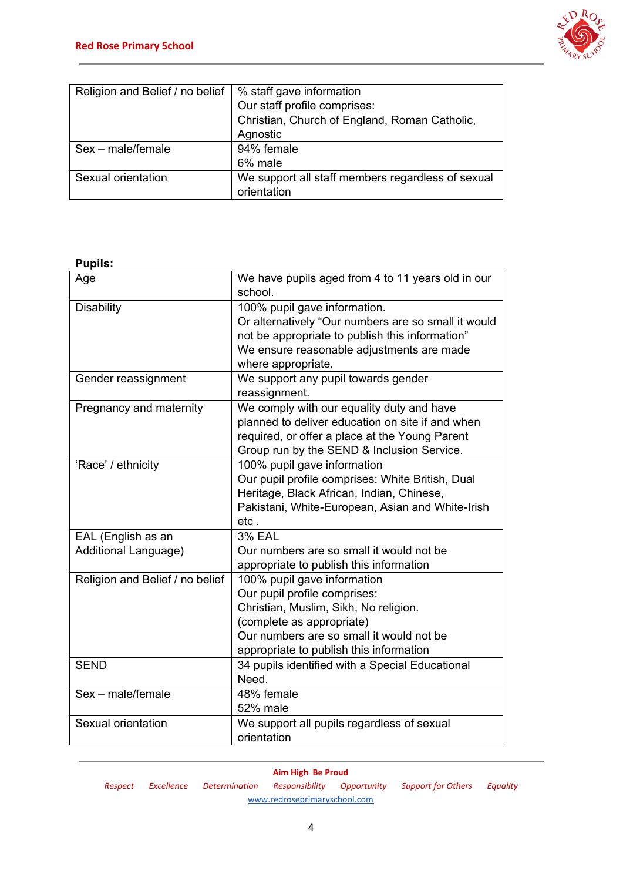| Religion and Belief / no belief | % staff gave information<br>Our staff profile comprises:<br>Christian, Church of England, Roman Catholic, Agnostic |
|---|---|
| Sex – male/female | 94% female<br>6% male |
| Sexual orientation | We support all staff members regardless of sexual orientation |

**Pupils:**

| Age | We have pupils aged from 4 to 11 years old in our school. |
|---|---|
| Disability | 100% pupil gave information.<br>Or alternatively "Our numbers are so small it would not be appropriate to publish this information"<br>We ensure reasonable adjustments are made where appropriate. |
| Gender reassignment | We support any pupil towards gender reassignment. |
| Pregnancy and maternity | We comply with our equality duty and have planned to deliver education on site if and when required, or offer a place at the Young Parent Group run by the SEND & Inclusion Service. |
| 'Race' / ethnicity | 100% pupil gave information<br>Our pupil profile comprises: White British, Dual Heritage, Black African, Indian, Chinese, Pakistani, White-European, Asian and White-Irish etc . |
| EAL (English as an Additional Language) | 3% EAL<br>Our numbers are so small it would not be appropriate to publish this information |
| Religion and Belief / no belief | 100% pupil gave information<br>Our pupil profile comprises:<br>Christian, Muslim, Sikh, No religion.<br>(complete as appropriate)<br>Our numbers are so small it would not be appropriate to publish this information |
| SEND | 34 pupils identified with a Special Educational Need. |
| Sex – male/female | 48% female<br>52% male |
| Sexual orientation | We support all pupils regardless of sexual orientation |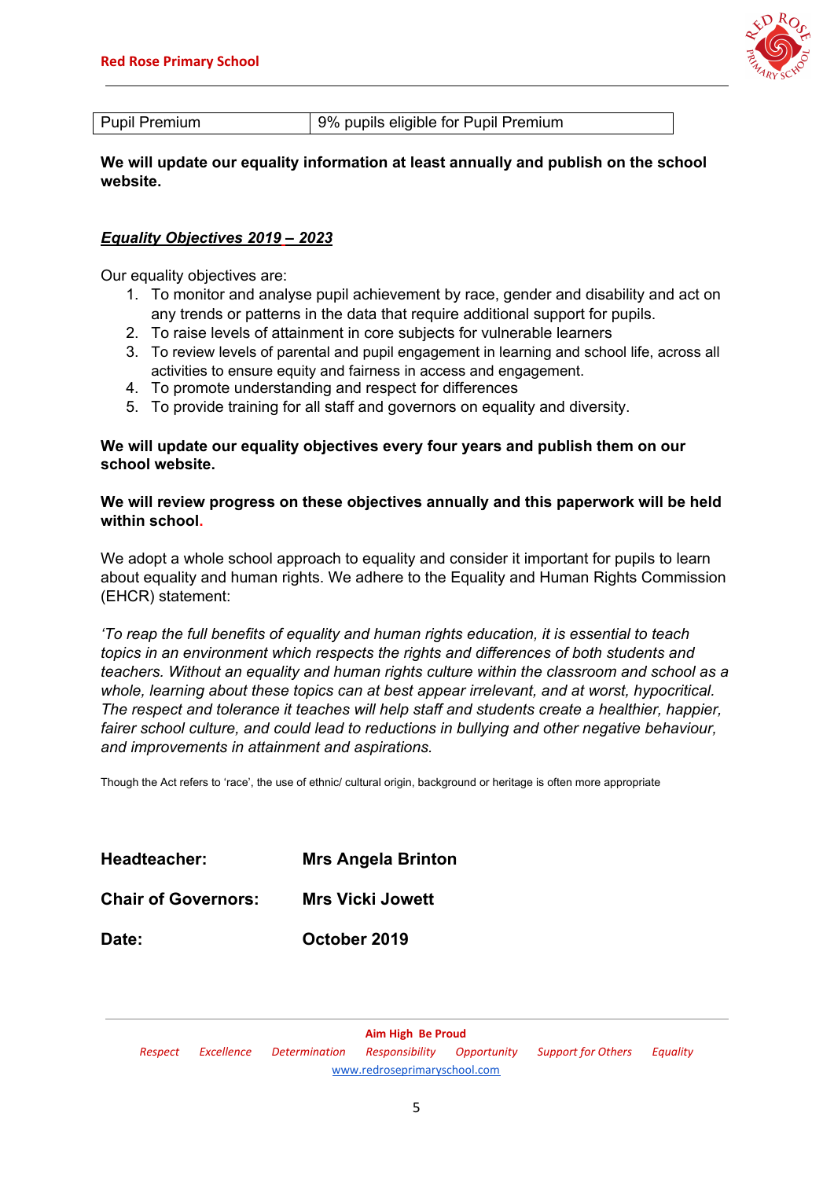| Pupil Premium | 9% pupils eligible for Pupil Premium |
|---|---|

**We will update our equality information at least annually and publish on the school website.**

***Equality Objectives 2019 – 2023***

Our equality objectives are:

1. To monitor and analyse pupil achievement by race, gender and disability and act on any trends or patterns in the data that require additional support for pupils.
2. To raise levels of attainment in core subjects for vulnerable learners
3. To review levels of parental and pupil engagement in learning and school life, across all activities to ensure equity and fairness in access and engagement.
4. To promote understanding and respect for differences
5. To provide training for all staff and governors on equality and diversity.

**We will update our equality objectives every four years and publish them on our school website.**

**We will review progress on these objectives annually and this paperwork will be held within school.**

We adopt a whole school approach to equality and consider it important for pupils to learn about equality and human rights. We adhere to the Equality and Human Rights Commission (EHCR) statement:

*'To reap the full benefits of equality and human rights education, it is essential to teach topics in an environment which respects the rights and differences of both students and teachers. Without an equality and human rights culture within the classroom and school as a whole, learning about these topics can at best appear irrelevant, and at worst, hypocritical. The respect and tolerance it teaches will help staff and students create a healthier, happier, fairer school culture, and could lead to reductions in bullying and other negative behaviour, and improvements in attainment and aspirations.*

Though the Act refers to 'race', the use of ethnic/ cultural origin, background or heritage is often more appropriate

| | |
|---|---|
| **Headteacher:** | **Mrs Angela Brinton** |
| **Chair of Governors:** | **Mrs Vicki Jowett** |
| **Date:** | **October 2019** |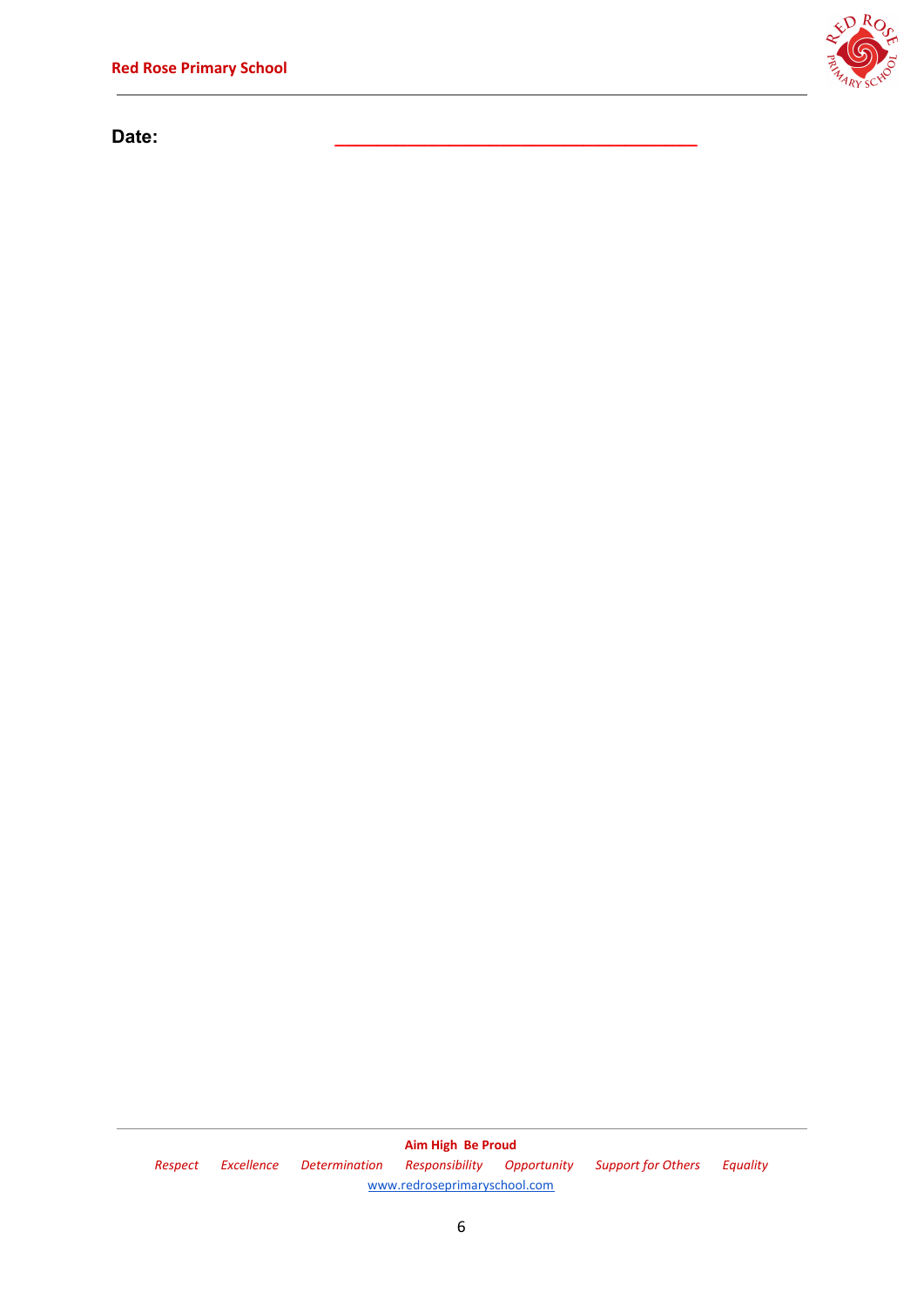**Date:** \_\_\_\_\_\_\_\_\_\_\_\_\_\_\_\_\_\_\_\_\_\_\_\_\_\_\_\_\_\_\_\_\_\_\_\_\_\_\_\_